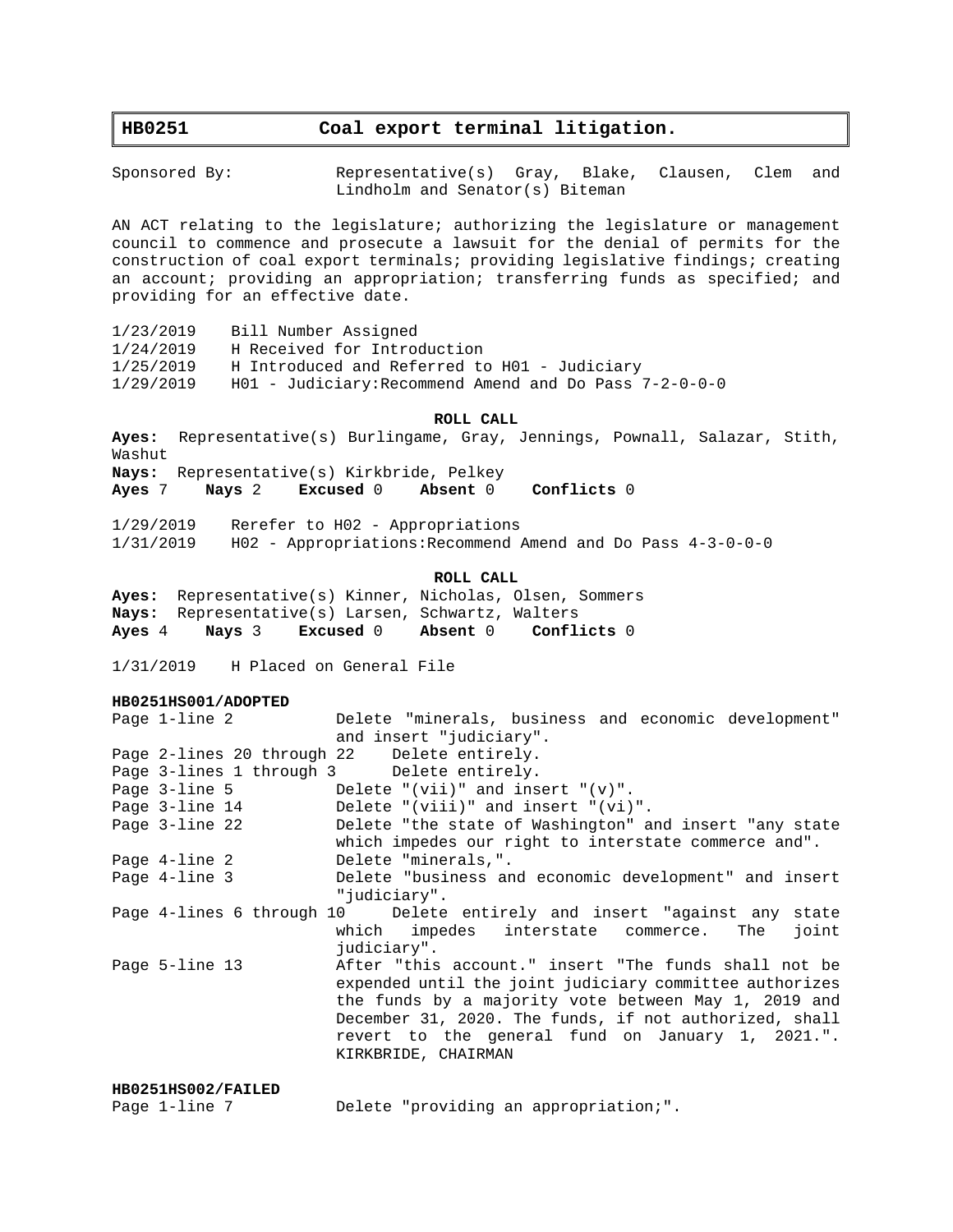# HB0251 Coal export terminal litigation.

Sponsored By: Representative(s) Gray, Blake, Clausen, Clem and Lindholm and Senator(s) Biteman

AN ACT relating to the legislature; authorizing the legislature or management council to commence and prosecute a lawsuit for the denial of permits for the construction of coal export terminals; providing legislative findings; creating an account; providing an appropriation; transferring funds as specified; and providing for an effective date.

| | |
|---|---|
| 1/23/2019 | Bill Number Assigned |
| 1/24/2019 | H Received for Introduction |
| 1/25/2019 | H Introduced and Referred to H01 - Judiciary |
| 1/29/2019 | H01 - Judiciary:Recommend Amend and Do Pass 7-2-0-0-0 |

**ROLL CALL**

**Ayes:** Representative(s) Burlingame, Gray, Jennings, Pownall, Salazar, Stith, Washut
**Nays:** Representative(s) Kirkbride, Pelkey
**Ayes** 7 **Nays** 2 **Excused** 0 **Absent** 0 **Conflicts** 0

| | |
|---|---|
| 1/29/2019 | Rerefer to H02 - Appropriations |
| 1/31/2019 | H02 - Appropriations:Recommend Amend and Do Pass 4-3-0-0-0 |

**ROLL CALL**

**Ayes:** Representative(s) Kinner, Nicholas, Olsen, Sommers
**Nays:** Representative(s) Larsen, Schwartz, Walters
**Ayes** 4 **Nays** 3 **Excused** 0 **Absent** 0 **Conflicts** 0

1/31/2019 H Placed on General File

**HB0251HS001/ADOPTED**

| | |
|---|---|
| Page 1-line 2 | Delete "minerals, business and economic development" and insert "judiciary". |
| Page 2-lines 20 through 22 | Delete entirely. |
| Page 3-lines 1 through 3 | Delete entirely. |
| Page 3-line 5 | Delete "(vii)" and insert "(v)". |
| Page 3-line 14 | Delete "(viii)" and insert "(vi)". |
| Page 3-line 22 | Delete "the state of Washington" and insert "any state which impedes our right to interstate commerce and". |
| Page 4-line 2 | Delete "minerals,". |
| Page 4-line 3 | Delete "business and economic development" and insert "judiciary". |
| Page 4-lines 6 through 10 | Delete entirely and insert "against any state which impedes interstate commerce. The joint judiciary". |
| Page 5-line 13 | After "this account." insert "The funds shall not be expended until the joint judiciary committee authorizes the funds by a majority vote between May 1, 2019 and December 31, 2020. The funds, if not authorized, shall revert to the general fund on January 1, 2021.". KIRKBRIDE, CHAIRMAN |

**HB0251HS002/FAILED**

| | |
|---|---|
| Page 1-line 7 | Delete "providing an appropriation;". |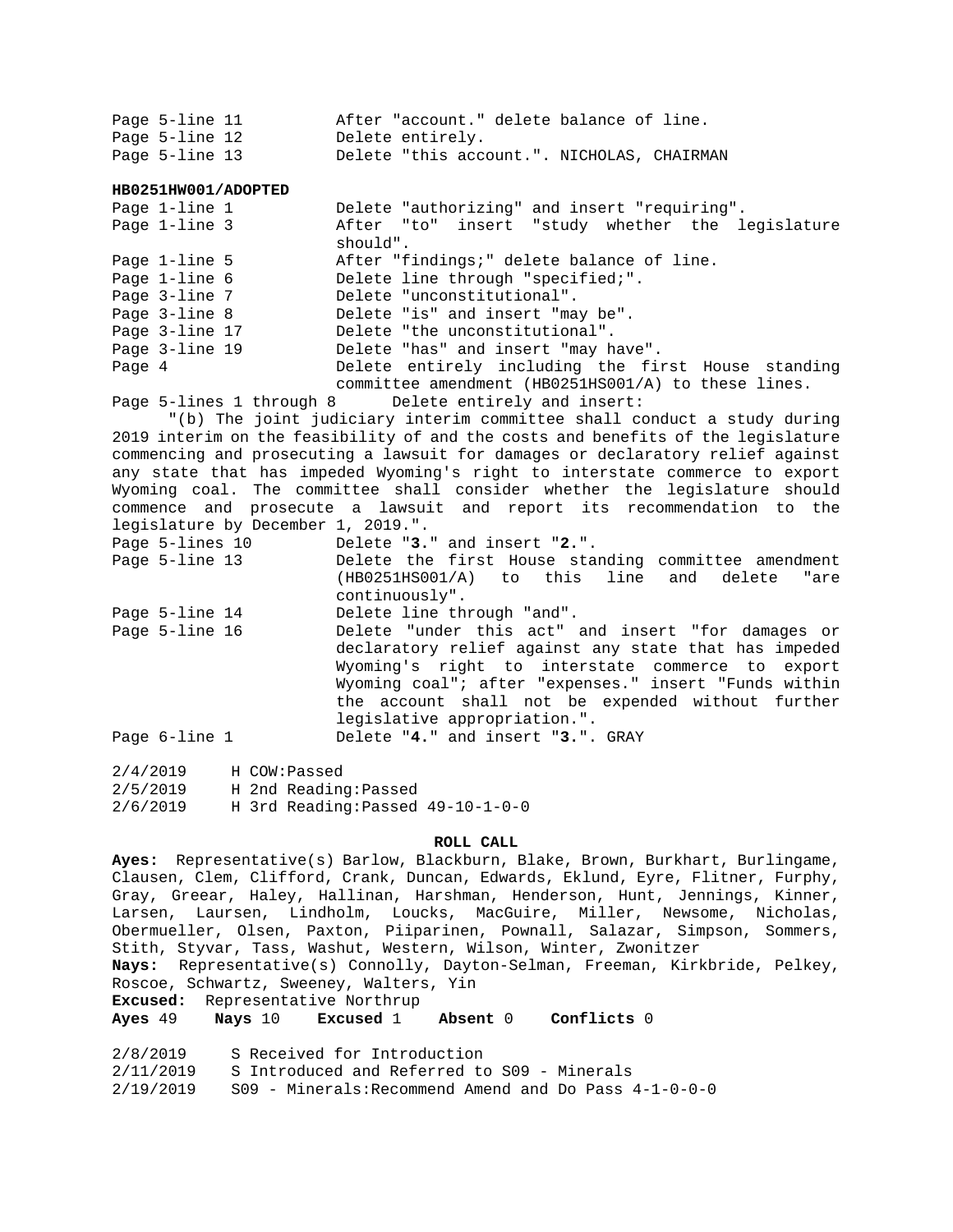Page 5-line 11 After "account." delete balance of line.
Page 5-line 12 Delete entirely.
Page 5-line 13 Delete "this account.". NICHOLAS, CHAIRMAN

**HB0251HW001/ADOPTED**

Page 1-line 1 Delete "authorizing" and insert "requiring".
Page 1-line 3 After "to" insert "study whether the legislature should".
Page 1-line 5 After "findings;" delete balance of line.
Page 1-line 6 Delete line through "specified;".
Page 3-line 7 Delete "unconstitutional".
Page 3-line 8 Delete "is" and insert "may be".
Page 3-line 17 Delete "the unconstitutional".
Page 3-line 19 Delete "has" and insert "may have".
Page 4 Delete entirely including the first House standing committee amendment (HB0251HS001/A) to these lines.
Page 5-lines 1 through 8 Delete entirely and insert:

"(b) The joint judiciary interim committee shall conduct a study during 2019 interim on the feasibility of and the costs and benefits of the legislature commencing and prosecuting a lawsuit for damages or declaratory relief against any state that has impeded Wyoming's right to interstate commerce to export Wyoming coal. The committee shall consider whether the legislature should commence and prosecute a lawsuit and report its recommendation to the legislature by December 1, 2019.".

Page 5-lines 10 Delete "**3.**" and insert "**2.**".
Page 5-line 13 Delete the first House standing committee amendment (HB0251HS001/A) to this line and delete "are continuously".
Page 5-line 14 Delete line through "and".
Page 5-line 16 Delete "under this act" and insert "for damages or declaratory relief against any state that has impeded Wyoming's right to interstate commerce to export Wyoming coal"; after "expenses." insert "Funds within the account shall not be expended without further legislative appropriation.".
Page 6-line 1 Delete "**4.**" and insert "**3.**". GRAY

2/4/2019 H COW:Passed
2/5/2019 H 2nd Reading:Passed
2/6/2019 H 3rd Reading:Passed 49-10-1-0-0

**ROLL CALL**

**Ayes:** Representative(s) Barlow, Blackburn, Blake, Brown, Burkhart, Burlingame, Clausen, Clem, Clifford, Crank, Duncan, Edwards, Eklund, Eyre, Flitner, Furphy, Gray, Greear, Haley, Hallinan, Harshman, Henderson, Hunt, Jennings, Kinner, Larsen, Laursen, Lindholm, Loucks, MacGuire, Miller, Newsome, Nicholas, Obermueller, Olsen, Paxton, Piiparinen, Pownall, Salazar, Simpson, Sommers, Stith, Styvar, Tass, Washut, Western, Wilson, Winter, Zwonitzer
**Nays:** Representative(s) Connolly, Dayton-Selman, Freeman, Kirkbride, Pelkey, Roscoe, Schwartz, Sweeney, Walters, Yin
**Excused:** Representative Northrup
**Ayes** 49 **Nays** 10 **Excused** 1 **Absent** 0 **Conflicts** 0

2/8/2019 S Received for Introduction
2/11/2019 S Introduced and Referred to S09 - Minerals
2/19/2019 S09 - Minerals:Recommend Amend and Do Pass 4-1-0-0-0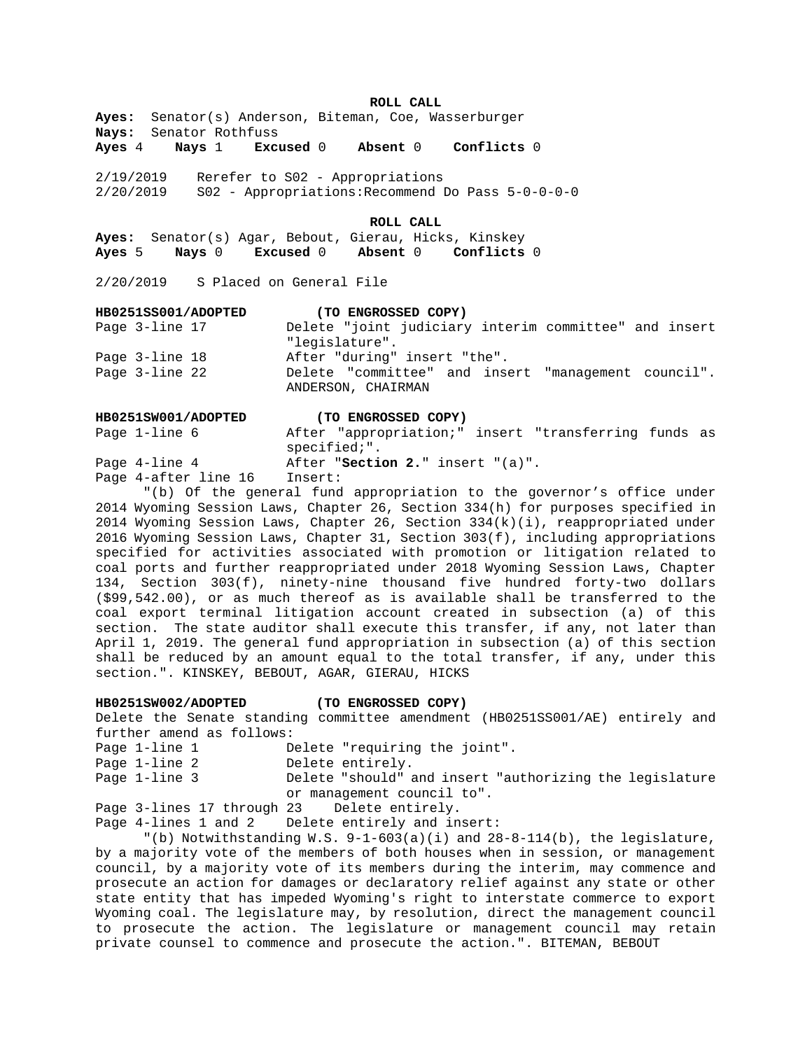**ROLL CALL**

**Ayes:** Senator(s) Anderson, Biteman, Coe, Wasserburger
**Nays:** Senator Rothfuss
**Ayes** 4 **Nays** 1 **Excused** 0 **Absent** 0 **Conflicts** 0

2/19/2019 Rerefer to S02 - Appropriations
2/20/2019 S02 - Appropriations:Recommend Do Pass 5-0-0-0-0

**ROLL CALL**

**Ayes:** Senator(s) Agar, Bebout, Gierau, Hicks, Kinskey
**Ayes** 5 **Nays** 0 **Excused** 0 **Absent** 0 **Conflicts** 0

2/20/2019 S Placed on General File

**HB0251SS001/ADOPTED (TO ENGROSSED COPY)**

Page 3-line 17 Delete "joint judiciary interim committee" and insert "legislature".
Page 3-line 18 After "during" insert "the".
Page 3-line 22 Delete "committee" and insert "management council". ANDERSON, CHAIRMAN

**HB0251SW001/ADOPTED (TO ENGROSSED COPY)**

Page 1-line 6 After "appropriation;" insert "transferring funds as specified;".
Page 4-line 4 After "**Section 2.**" insert "(a)".
Page 4-after line 16 Insert:

"(b) Of the general fund appropriation to the governor's office under 2014 Wyoming Session Laws, Chapter 26, Section 334(h) for purposes specified in 2014 Wyoming Session Laws, Chapter 26, Section 334(k)(i), reappropriated under 2016 Wyoming Session Laws, Chapter 31, Section 303(f), including appropriations specified for activities associated with promotion or litigation related to coal ports and further reappropriated under 2018 Wyoming Session Laws, Chapter 134, Section 303(f), ninety-nine thousand five hundred forty-two dollars ($99,542.00), or as much thereof as is available shall be transferred to the coal export terminal litigation account created in subsection (a) of this section. The state auditor shall execute this transfer, if any, not later than April 1, 2019. The general fund appropriation in subsection (a) of this section shall be reduced by an amount equal to the total transfer, if any, under this section.". KINSKEY, BEBOUT, AGAR, GIERAU, HICKS

**HB0251SW002/ADOPTED (TO ENGROSSED COPY)**

Delete the Senate standing committee amendment (HB0251SS001/AE) entirely and further amend as follows:

Page 1-line 1 Delete "requiring the joint".
Page 1-line 2 Delete entirely.
Page 1-line 3 Delete "should" and insert "authorizing the legislature or management council to".
Page 3-lines 17 through 23 Delete entirely.
Page 4-lines 1 and 2 Delete entirely and insert:

"(b) Notwithstanding W.S. 9-1-603(a)(i) and 28-8-114(b), the legislature, by a majority vote of the members of both houses when in session, or management council, by a majority vote of its members during the interim, may commence and prosecute an action for damages or declaratory relief against any state or other state entity that has impeded Wyoming's right to interstate commerce to export Wyoming coal. The legislature may, by resolution, direct the management council to prosecute the action. The legislature or management council may retain private counsel to commence and prosecute the action.". BITEMAN, BEBOUT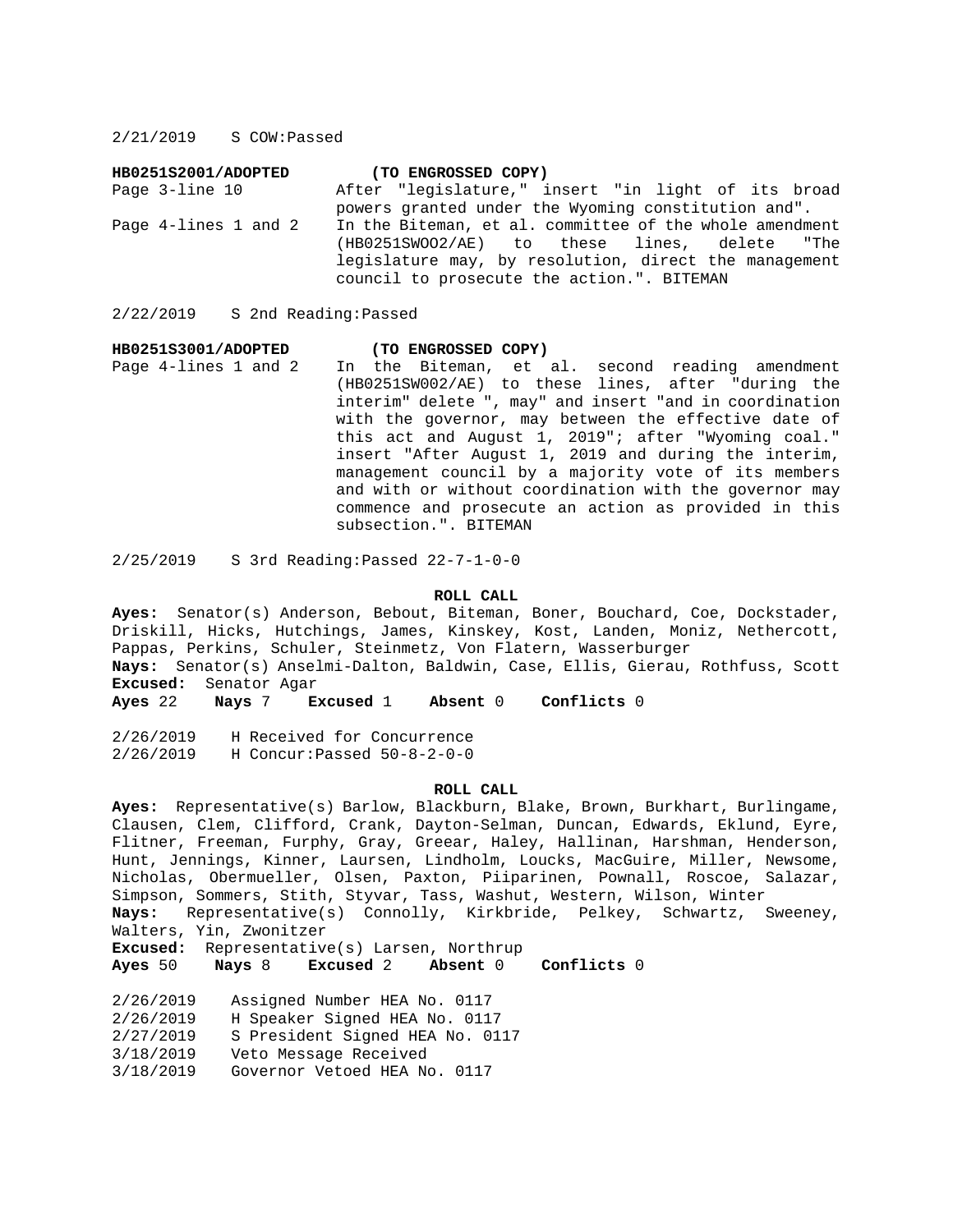2/21/2019 S COW:Passed

**HB0251S2001/ADOPTED** **(TO ENGROSSED COPY)**

Page 3-line 10 After "legislature," insert "in light of its broad powers granted under the Wyoming constitution and".

Page 4-lines 1 and 2 In the Biteman, et al. committee of the whole amendment (HB0251SWOO2/AE) to these lines, delete "The legislature may, by resolution, direct the management council to prosecute the action.". BITEMAN

2/22/2019 S 2nd Reading:Passed

**HB0251S3001/ADOPTED** **(TO ENGROSSED COPY)**

Page 4-lines 1 and 2 In the Biteman, et al. second reading amendment (HB0251SW002/AE) to these lines, after "during the interim" delete ", may" and insert "and in coordination with the governor, may between the effective date of this act and August 1, 2019"; after "Wyoming coal." insert "After August 1, 2019 and during the interim, management council by a majority vote of its members and with or without coordination with the governor may commence and prosecute an action as provided in this subsection.". BITEMAN

2/25/2019 S 3rd Reading:Passed 22-7-1-0-0

**ROLL CALL**

**Ayes:** Senator(s) Anderson, Bebout, Biteman, Boner, Bouchard, Coe, Dockstader, Driskill, Hicks, Hutchings, James, Kinskey, Kost, Landen, Moniz, Nethercott, Pappas, Perkins, Schuler, Steinmetz, Von Flatern, Wasserburger

**Nays:** Senator(s) Anselmi-Dalton, Baldwin, Case, Ellis, Gierau, Rothfuss, Scott

**Excused:** Senator Agar

**Ayes** 22 **Nays** 7 **Excused** 1 **Absent** 0 **Conflicts** 0

2/26/2019 H Received for Concurrence
2/26/2019 H Concur:Passed 50-8-2-0-0

**ROLL CALL**

**Ayes:** Representative(s) Barlow, Blackburn, Blake, Brown, Burkhart, Burlingame, Clausen, Clem, Clifford, Crank, Dayton-Selman, Duncan, Edwards, Eklund, Eyre, Flitner, Freeman, Furphy, Gray, Greear, Haley, Hallinan, Harshman, Henderson, Hunt, Jennings, Kinner, Laursen, Lindholm, Loucks, MacGuire, Miller, Newsome, Nicholas, Obermueller, Olsen, Paxton, Piiparinen, Pownall, Roscoe, Salazar, Simpson, Sommers, Stith, Styvar, Tass, Washut, Western, Wilson, Winter

**Nays:** Representative(s) Connolly, Kirkbride, Pelkey, Schwartz, Sweeney, Walters, Yin, Zwonitzer

**Excused:** Representative(s) Larsen, Northrup

**Ayes** 50 **Nays** 8 **Excused** 2 **Absent** 0 **Conflicts** 0

2/26/2019 Assigned Number HEA No. 0117
2/26/2019 H Speaker Signed HEA No. 0117
2/27/2019 S President Signed HEA No. 0117
3/18/2019 Veto Message Received
3/18/2019 Governor Vetoed HEA No. 0117